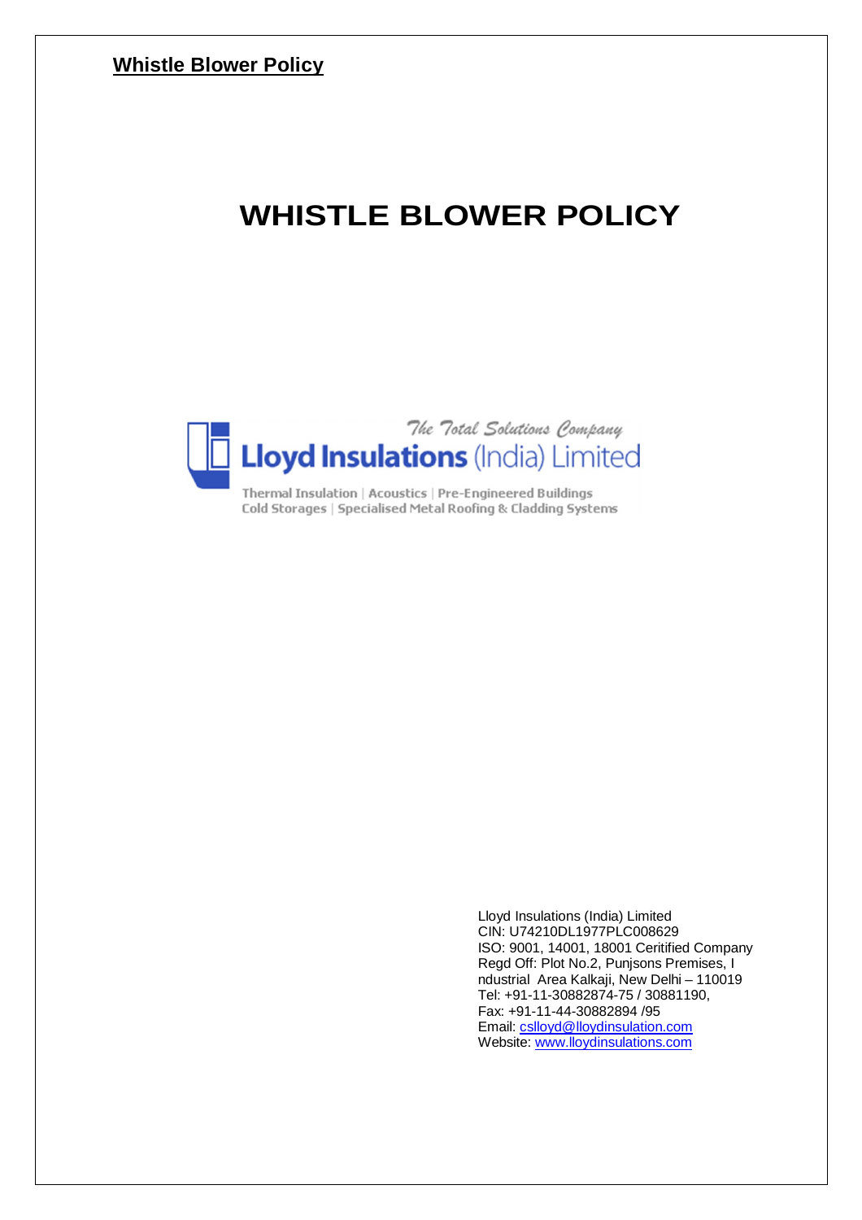**Whistle Blower Policy**

# WHISTLE BLOWER POLICY

The Total Solutions Company

**Lloyd Insulations** (India) Limited

Thermal Insulation | Acoustics | Pre-Engineered Buildings
Cold Storages | Specialised Metal Roofing & Cladding Systems

Lloyd Insulations (India) Limited
CIN: U74210DL1977PLC008629
ISO: 9001, 14001, 18001 Ceritified Company
Regd Off: Plot No.2, Punjsons Premises, I
ndustrial Area Kalkaji, New Delhi – 110019
Tel: +91-11-30882874-75 / 30881190,
Fax: +91-11-44-30882894 /95
Email: cslloyd@lloydinsulation.com
Website: www.lloydinsulations.com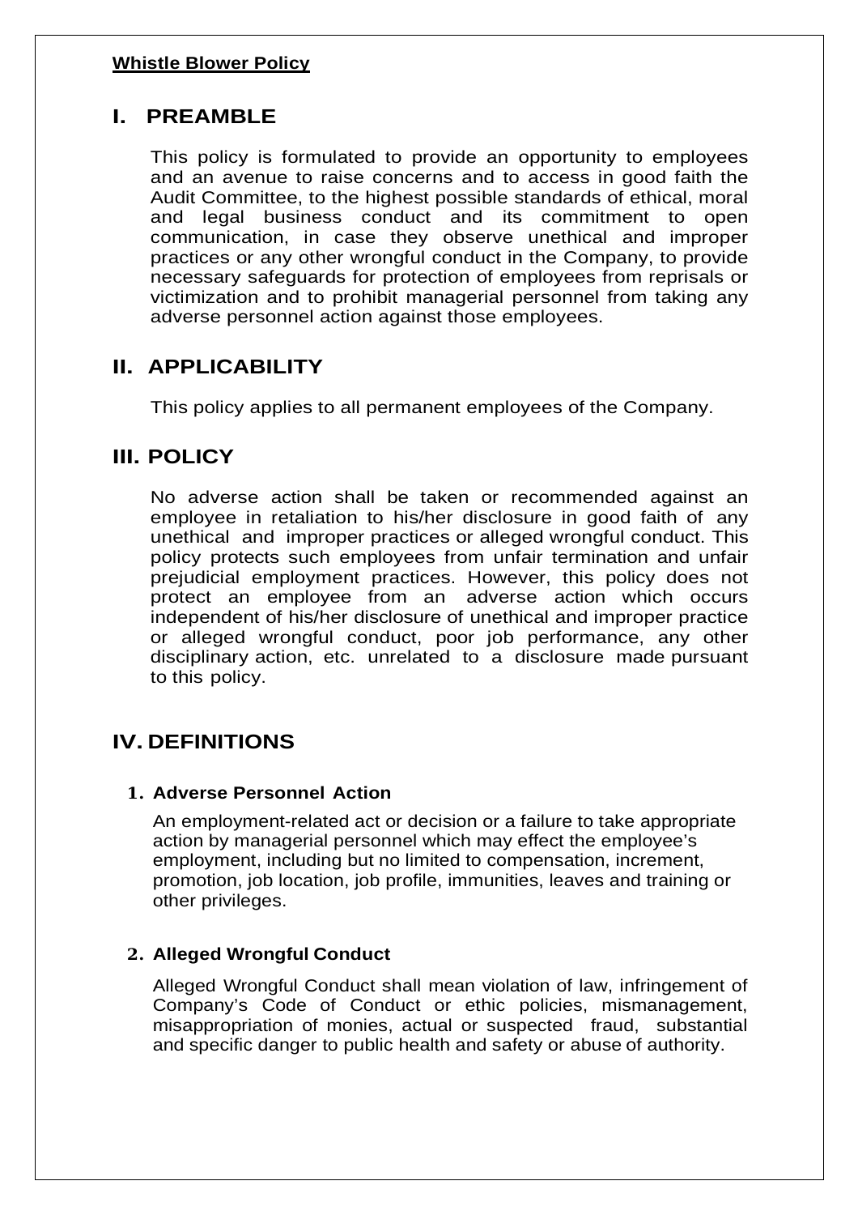**Whistle Blower Policy**

## I. PREAMBLE

This policy is formulated to provide an opportunity to employees and an avenue to raise concerns and to access in good faith the Audit Committee, to the highest possible standards of ethical, moral and legal business conduct and its commitment to open communication, in case they observe unethical and improper practices or any other wrongful conduct in the Company, to provide necessary safeguards for protection of employees from reprisals or victimization and to prohibit managerial personnel from taking any adverse personnel action against those employees.

## II. APPLICABILITY

This policy applies to all permanent employees of the Company.

## III. POLICY

No adverse action shall be taken or recommended against an employee in retaliation to his/her disclosure in good faith of any unethical and improper practices or alleged wrongful conduct. This policy protects such employees from unfair termination and unfair prejudicial employment practices. However, this policy does not protect an employee from an adverse action which occurs independent of his/her disclosure of unethical and improper practice or alleged wrongful conduct, poor job performance, any other disciplinary action, etc. unrelated to a disclosure made pursuant to this policy.

## IV. DEFINITIONS

### 1. Adverse Personnel Action

An employment-related act or decision or a failure to take appropriate action by managerial personnel which may effect the employee's employment, including but no limited to compensation, increment, promotion, job location, job profile, immunities, leaves and training or other privileges.

### 2. Alleged Wrongful Conduct

Alleged Wrongful Conduct shall mean violation of law, infringement of Company's Code of Conduct or ethic policies, mismanagement, misappropriation of monies, actual or suspected fraud, substantial and specific danger to public health and safety or abuse of authority.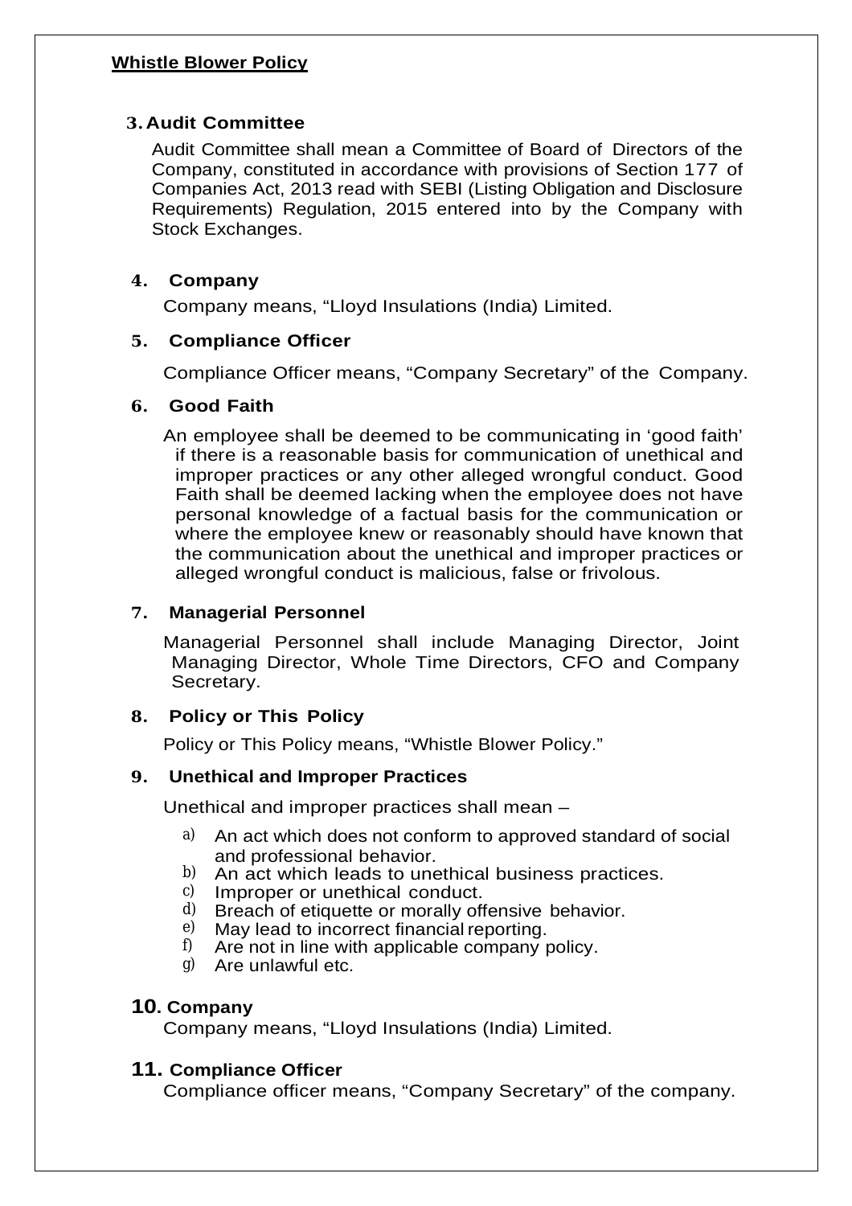**Whistle Blower Policy**

### 3. Audit Committee

Audit Committee shall mean a Committee of Board of Directors of the Company, constituted in accordance with provisions of Section 177 of Companies Act, 2013 read with SEBI (Listing Obligation and Disclosure Requirements) Regulation, 2015 entered into by the Company with Stock Exchanges.

### 4. Company

Company means, "Lloyd Insulations (India) Limited.

### 5. Compliance Officer

Compliance Officer means, "Company Secretary" of the Company.

### 6. Good Faith

An employee shall be deemed to be communicating in 'good faith' if there is a reasonable basis for communication of unethical and improper practices or any other alleged wrongful conduct. Good Faith shall be deemed lacking when the employee does not have personal knowledge of a factual basis for the communication or where the employee knew or reasonably should have known that the communication about the unethical and improper practices or alleged wrongful conduct is malicious, false or frivolous.

### 7. Managerial Personnel

Managerial Personnel shall include Managing Director, Joint Managing Director, Whole Time Directors, CFO and Company Secretary.

### 8. Policy or This Policy

Policy or This Policy means, "Whistle Blower Policy."

### 9. Unethical and Improper Practices

Unethical and improper practices shall mean –

a) An act which does not conform to approved standard of social and professional behavior.
b) An act which leads to unethical business practices.
c) Improper or unethical conduct.
d) Breach of etiquette or morally offensive behavior.
e) May lead to incorrect financial reporting.
f) Are not in line with applicable company policy.
g) Are unlawful etc.

### 10. Company

Company means, "Lloyd Insulations (India) Limited.

### 11. Compliance Officer

Compliance officer means, "Company Secretary" of the company.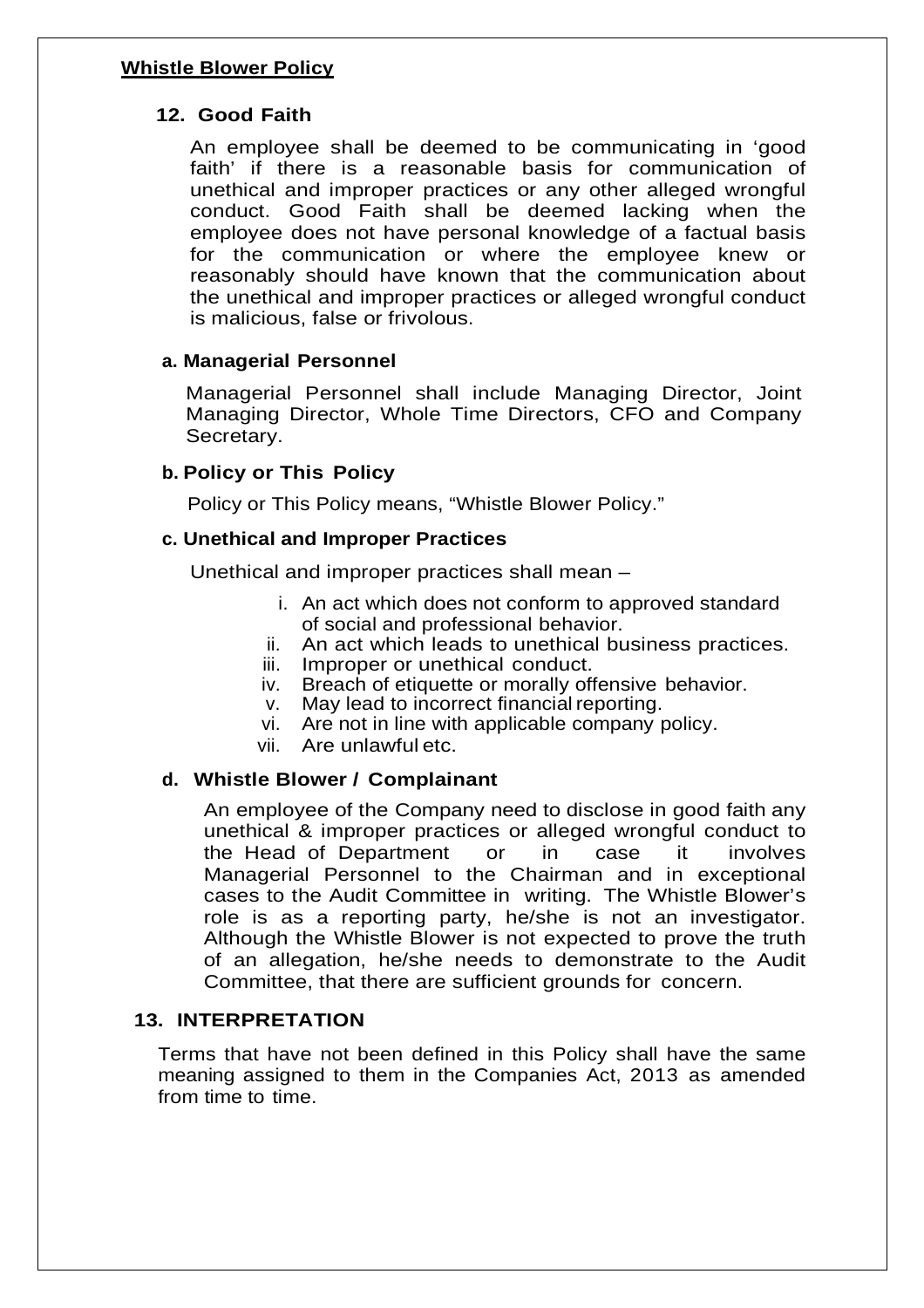**Whistle Blower Policy**

**12. Good Faith**

An employee shall be deemed to be communicating in 'good faith' if there is a reasonable basis for communication of unethical and improper practices or any other alleged wrongful conduct. Good Faith shall be deemed lacking when the employee does not have personal knowledge of a factual basis for the communication or where the employee knew or reasonably should have known that the communication about the unethical and improper practices or alleged wrongful conduct is malicious, false or frivolous.

**a. Managerial Personnel**

Managerial Personnel shall include Managing Director, Joint Managing Director, Whole Time Directors, CFO and Company Secretary.

**b. Policy or This Policy**

Policy or This Policy means, "Whistle Blower Policy."

**c. Unethical and Improper Practices**

Unethical and improper practices shall mean –

i. An act which does not conform to approved standard of social and professional behavior.
ii. An act which leads to unethical business practices.
iii. Improper or unethical conduct.
iv. Breach of etiquette or morally offensive behavior.
v. May lead to incorrect financial reporting.
vi. Are not in line with applicable company policy.
vii. Are unlawful etc.

**d. Whistle Blower / Complainant**

An employee of the Company need to disclose in good faith any unethical & improper practices or alleged wrongful conduct to the Head of Department or in case it involves Managerial Personnel to the Chairman and in exceptional cases to the Audit Committee in writing. The Whistle Blower's role is as a reporting party, he/she is not an investigator. Although the Whistle Blower is not expected to prove the truth of an allegation, he/she needs to demonstrate to the Audit Committee, that there are sufficient grounds for concern.

**13. INTERPRETATION**

Terms that have not been defined in this Policy shall have the same meaning assigned to them in the Companies Act, 2013 as amended from time to time.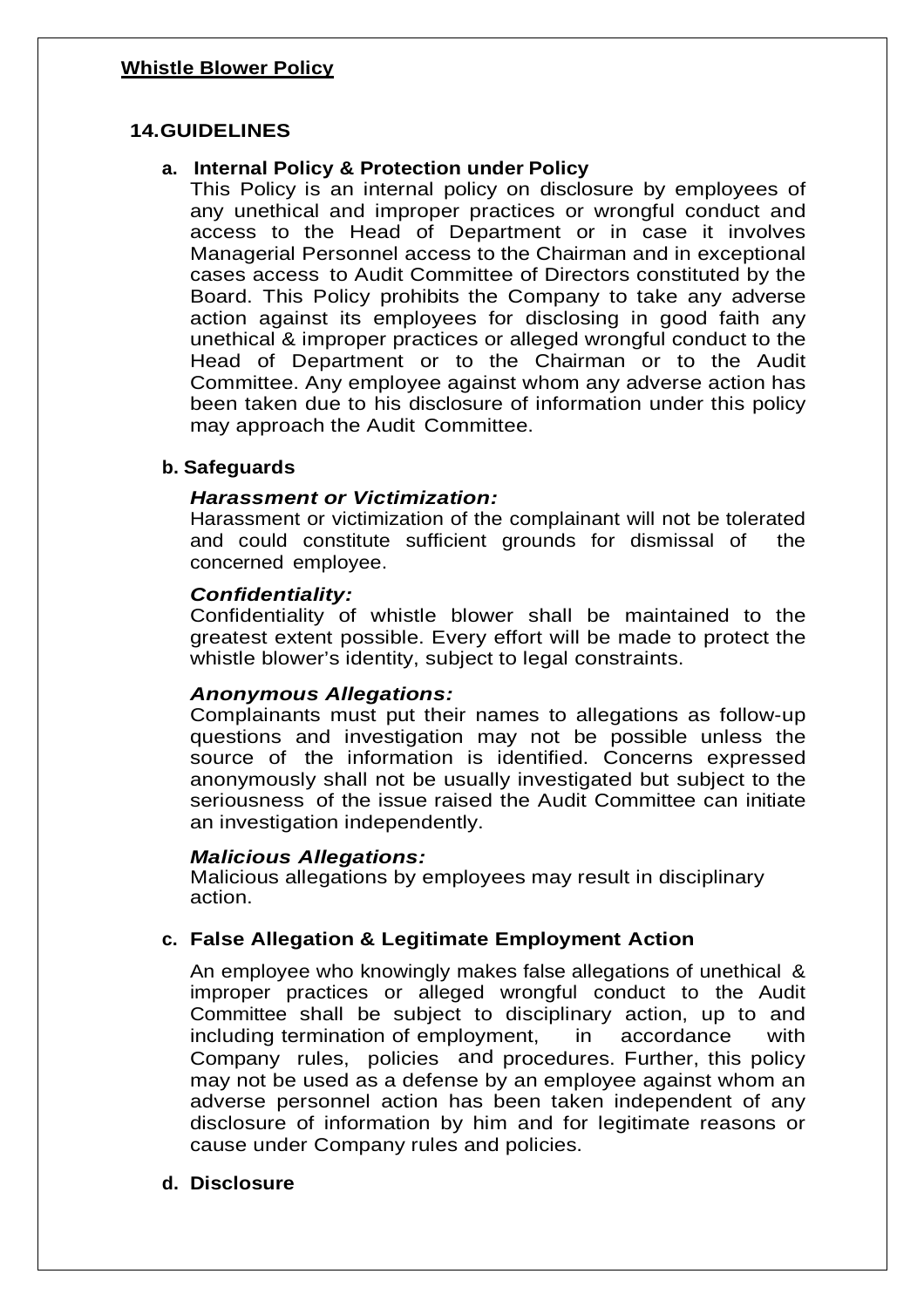**Whistle Blower Policy**

## 14. GUIDELINES

### a. Internal Policy & Protection under Policy

This Policy is an internal policy on disclosure by employees of any unethical and improper practices or wrongful conduct and access to the Head of Department or in case it involves Managerial Personnel access to the Chairman and in exceptional cases access to Audit Committee of Directors constituted by the Board. This Policy prohibits the Company to take any adverse action against its employees for disclosing in good faith any unethical & improper practices or alleged wrongful conduct to the Head of Department or to the Chairman or to the Audit Committee. Any employee against whom any adverse action has been taken due to his disclosure of information under this policy may approach the Audit Committee.

### b. Safeguards

***Harassment or Victimization:***

Harassment or victimization of the complainant will not be tolerated and could constitute sufficient grounds for dismissal of the concerned employee.

***Confidentiality:***

Confidentiality of whistle blower shall be maintained to the greatest extent possible. Every effort will be made to protect the whistle blower's identity, subject to legal constraints.

***Anonymous Allegations:***

Complainants must put their names to allegations as follow-up questions and investigation may not be possible unless the source of the information is identified. Concerns expressed anonymously shall not be usually investigated but subject to the seriousness of the issue raised the Audit Committee can initiate an investigation independently.

***Malicious Allegations:***

Malicious allegations by employees may result in disciplinary action.

### c. False Allegation & Legitimate Employment Action

An employee who knowingly makes false allegations of unethical & improper practices or alleged wrongful conduct to the Audit Committee shall be subject to disciplinary action, up to and including termination of employment, in accordance with Company rules, policies and procedures. Further, this policy may not be used as a defense by an employee against whom an adverse personnel action has been taken independent of any disclosure of information by him and for legitimate reasons or cause under Company rules and policies.

### d. Disclosure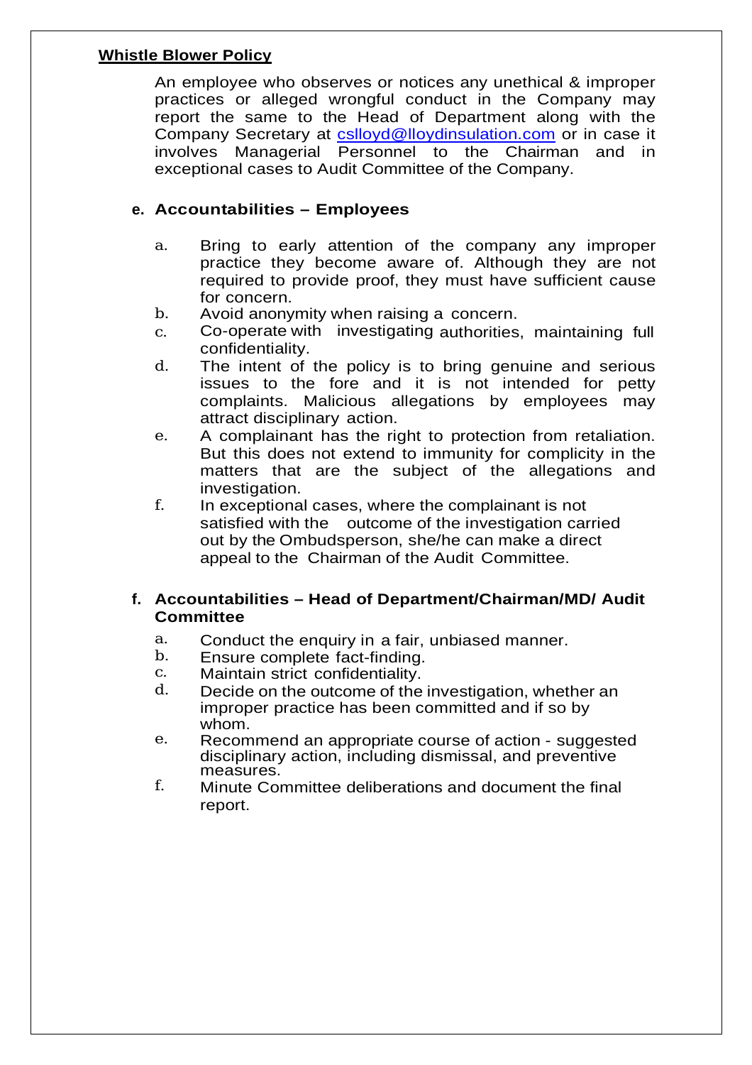**Whistle Blower Policy**

An employee who observes or notices any unethical & improper practices or alleged wrongful conduct in the Company may report the same to the Head of Department along with the Company Secretary at cslloyd@lloydinsulation.com or in case it involves Managerial Personnel to the Chairman and in exceptional cases to Audit Committee of the Company.

**e. Accountabilities – Employees**

a. Bring to early attention of the company any improper practice they become aware of. Although they are not required to provide proof, they must have sufficient cause for concern.

b. Avoid anonymity when raising a concern.

c. Co-operate with investigating authorities, maintaining full confidentiality.

d. The intent of the policy is to bring genuine and serious issues to the fore and it is not intended for petty complaints. Malicious allegations by employees may attract disciplinary action.

e. A complainant has the right to protection from retaliation. But this does not extend to immunity for complicity in the matters that are the subject of the allegations and investigation.

f. In exceptional cases, where the complainant is not satisfied with the outcome of the investigation carried out by the Ombudsperson, she/he can make a direct appeal to the Chairman of the Audit Committee.

**f. Accountabilities – Head of Department/Chairman/MD/ Audit Committee**

a. Conduct the enquiry in a fair, unbiased manner.

b. Ensure complete fact-finding.

c. Maintain strict confidentiality.

d. Decide on the outcome of the investigation, whether an improper practice has been committed and if so by whom.

e. Recommend an appropriate course of action - suggested disciplinary action, including dismissal, and preventive measures.

f. Minute Committee deliberations and document the final report.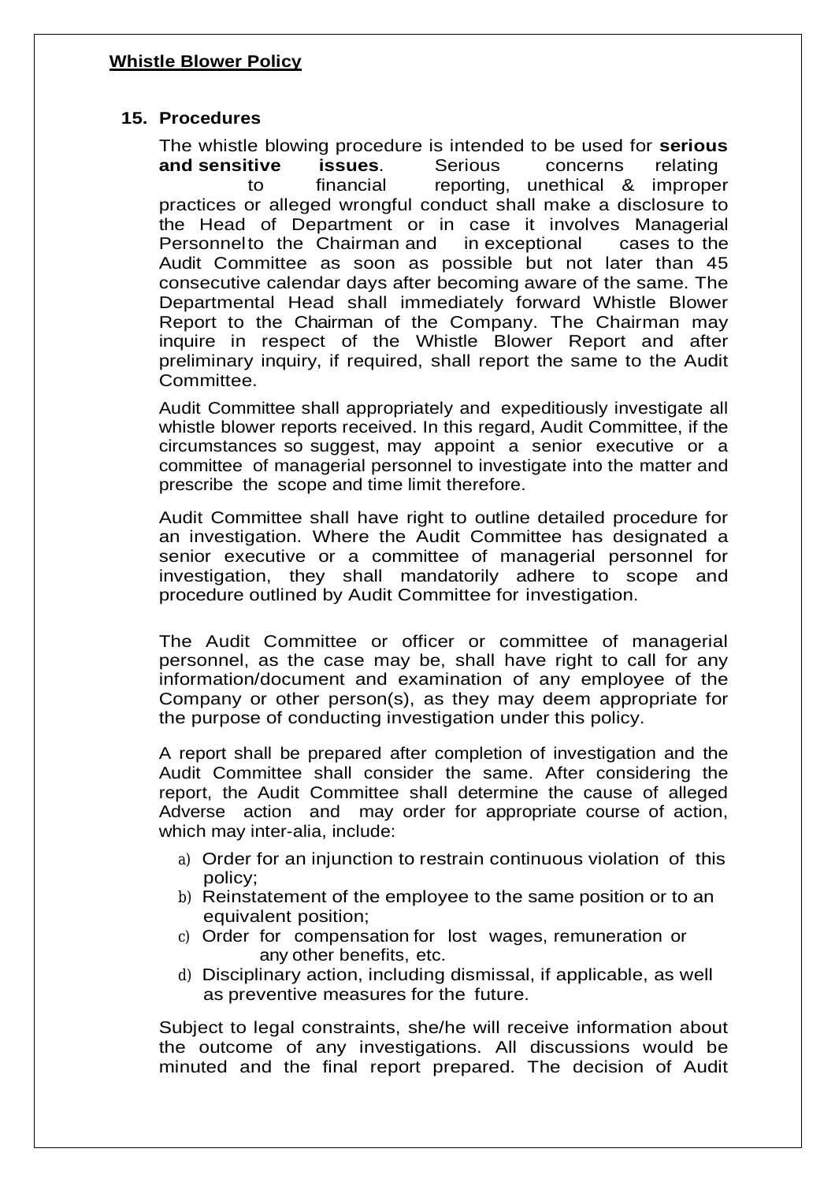**Whistle Blower Policy**

**15. Procedures**

The whistle blowing procedure is intended to be used for **serious and sensitive issues**. Serious concerns relating to financial reporting, unethical & improper practices or alleged wrongful conduct shall make a disclosure to the Head of Department or in case it involves Managerial Personnel to the Chairman and in exceptional cases to the Audit Committee as soon as possible but not later than 45 consecutive calendar days after becoming aware of the same. The Departmental Head shall immediately forward Whistle Blower Report to the Chairman of the Company. The Chairman may inquire in respect of the Whistle Blower Report and after preliminary inquiry, if required, shall report the same to the Audit Committee.

Audit Committee shall appropriately and expeditiously investigate all whistle blower reports received. In this regard, Audit Committee, if the circumstances so suggest, may appoint a senior executive or a committee of managerial personnel to investigate into the matter and prescribe the scope and time limit therefore.

Audit Committee shall have right to outline detailed procedure for an investigation. Where the Audit Committee has designated a senior executive or a committee of managerial personnel for investigation, they shall mandatorily adhere to scope and procedure outlined by Audit Committee for investigation.

The Audit Committee or officer or committee of managerial personnel, as the case may be, shall have right to call for any information/document and examination of any employee of the Company or other person(s), as they may deem appropriate for the purpose of conducting investigation under this policy.

A report shall be prepared after completion of investigation and the Audit Committee shall consider the same. After considering the report, the Audit Committee shall determine the cause of alleged Adverse action and may order for appropriate course of action, which may inter-alia, include:

a) Order for an injunction to restrain continuous violation of this policy;
b) Reinstatement of the employee to the same position or to an equivalent position;
c) Order for compensation for lost wages, remuneration or any other benefits, etc.
d) Disciplinary action, including dismissal, if applicable, as well as preventive measures for the future.

Subject to legal constraints, she/he will receive information about the outcome of any investigations. All discussions would be minuted and the final report prepared. The decision of Audit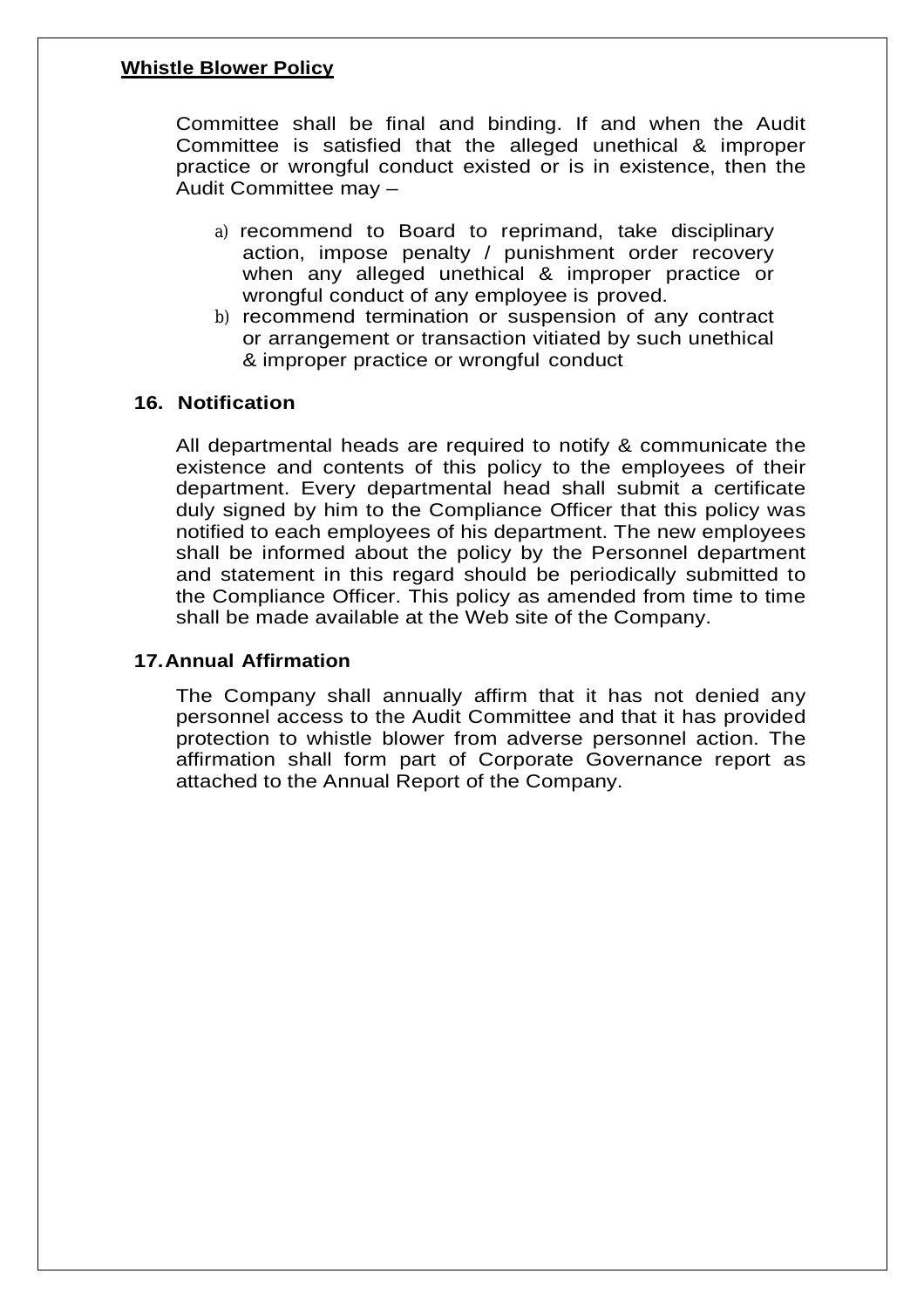Committee shall be final and binding. If and when the Audit Committee is satisfied that the alleged unethical & improper practice or wrongful conduct existed or is in existence, then the Audit Committee may –

a) recommend to Board to reprimand, take disciplinary action, impose penalty / punishment order recovery when any alleged unethical & improper practice or wrongful conduct of any employee is proved.
b) recommend termination or suspension of any contract or arrangement or transaction vitiated by such unethical & improper practice or wrongful conduct

### 16. Notification

All departmental heads are required to notify & communicate the existence and contents of this policy to the employees of their department. Every departmental head shall submit a certificate duly signed by him to the Compliance Officer that this policy was notified to each employees of his department. The new employees shall be informed about the policy by the Personnel department and statement in this regard should be periodically submitted to the Compliance Officer. This policy as amended from time to time shall be made available at the Web site of the Company.

### 17. Annual Affirmation

The Company shall annually affirm that it has not denied any personnel access to the Audit Committee and that it has provided protection to whistle blower from adverse personnel action. The affirmation shall form part of Corporate Governance report as attached to the Annual Report of the Company.